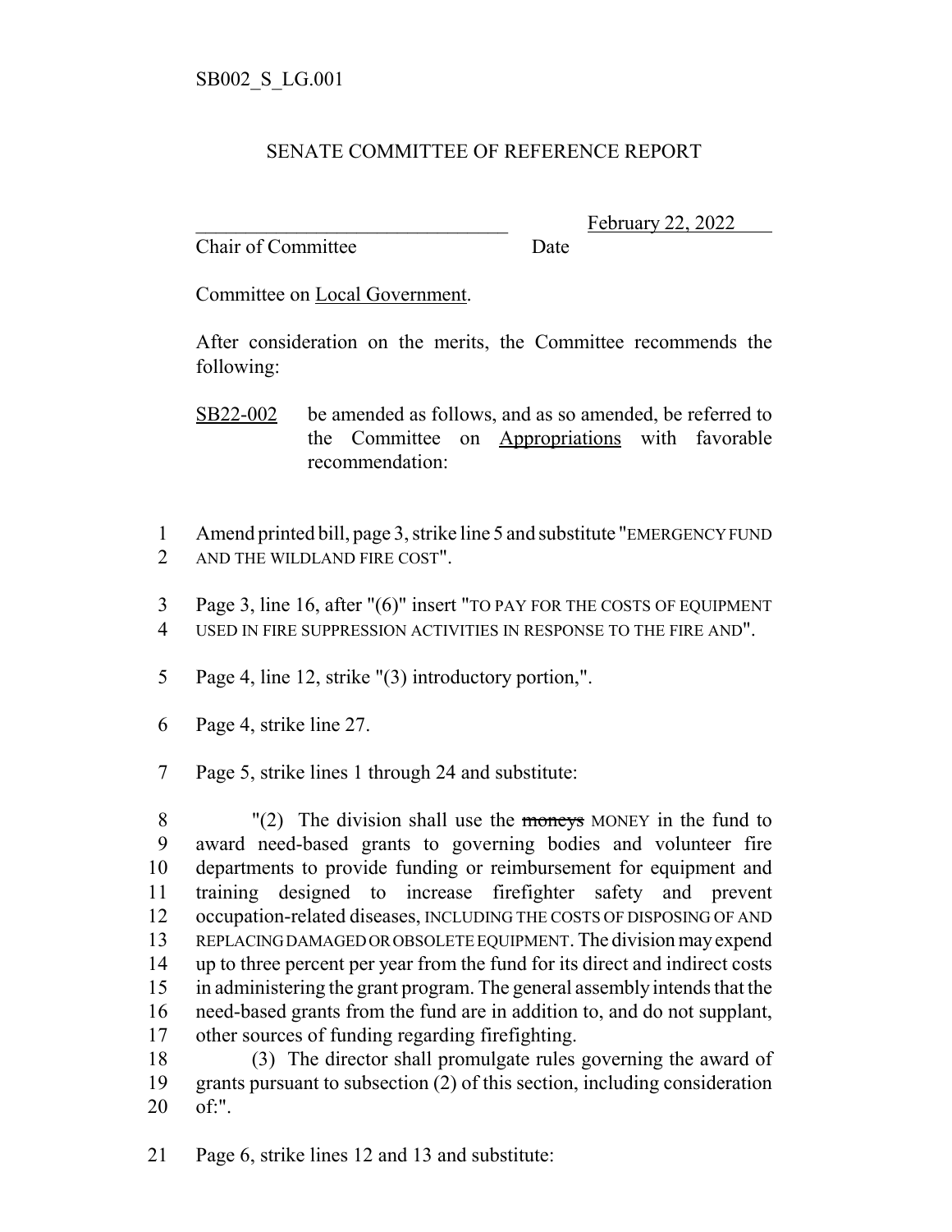SB002_S_LG.001

SENATE COMMITTEE OF REFERENCE REPORT

________________________________ February 22, 2022
Chair of Committee Date

Committee on Local Government.

After consideration on the merits, the Committee recommends the following:

SB22-002 be amended as follows, and as so amended, be referred to the Committee on Appropriations with favorable recommendation:

1 Amend printed bill, page 3, strike line 5 and substitute "EMERGENCY FUND
2 AND THE WILDLAND FIRE COST".

3 Page 3, line 16, after "(6)" insert "TO PAY FOR THE COSTS OF EQUIPMENT
4 USED IN FIRE SUPPRESSION ACTIVITIES IN RESPONSE TO THE FIRE AND".

5 Page 4, line 12, strike "(3) introductory portion,".

6 Page 4, strike line 27.

7 Page 5, strike lines 1 through 24 and substitute:

8 "(2) The division shall use the ~~moneys~~ MONEY in the fund to
9 award need-based grants to governing bodies and volunteer fire
10 departments to provide funding or reimbursement for equipment and
11 training designed to increase firefighter safety and prevent
12 occupation-related diseases, INCLUDING THE COSTS OF DISPOSING OF AND
13 REPLACING DAMAGED OR OBSOLETE EQUIPMENT. The division may expend
14 up to three percent per year from the fund for its direct and indirect costs
15 in administering the grant program. The general assembly intends that the
16 need-based grants from the fund are in addition to, and do not supplant,
17 other sources of funding regarding firefighting.
18 (3) The director shall promulgate rules governing the award of
19 grants pursuant to subsection (2) of this section, including consideration
20 of:".

21 Page 6, strike lines 12 and 13 and substitute: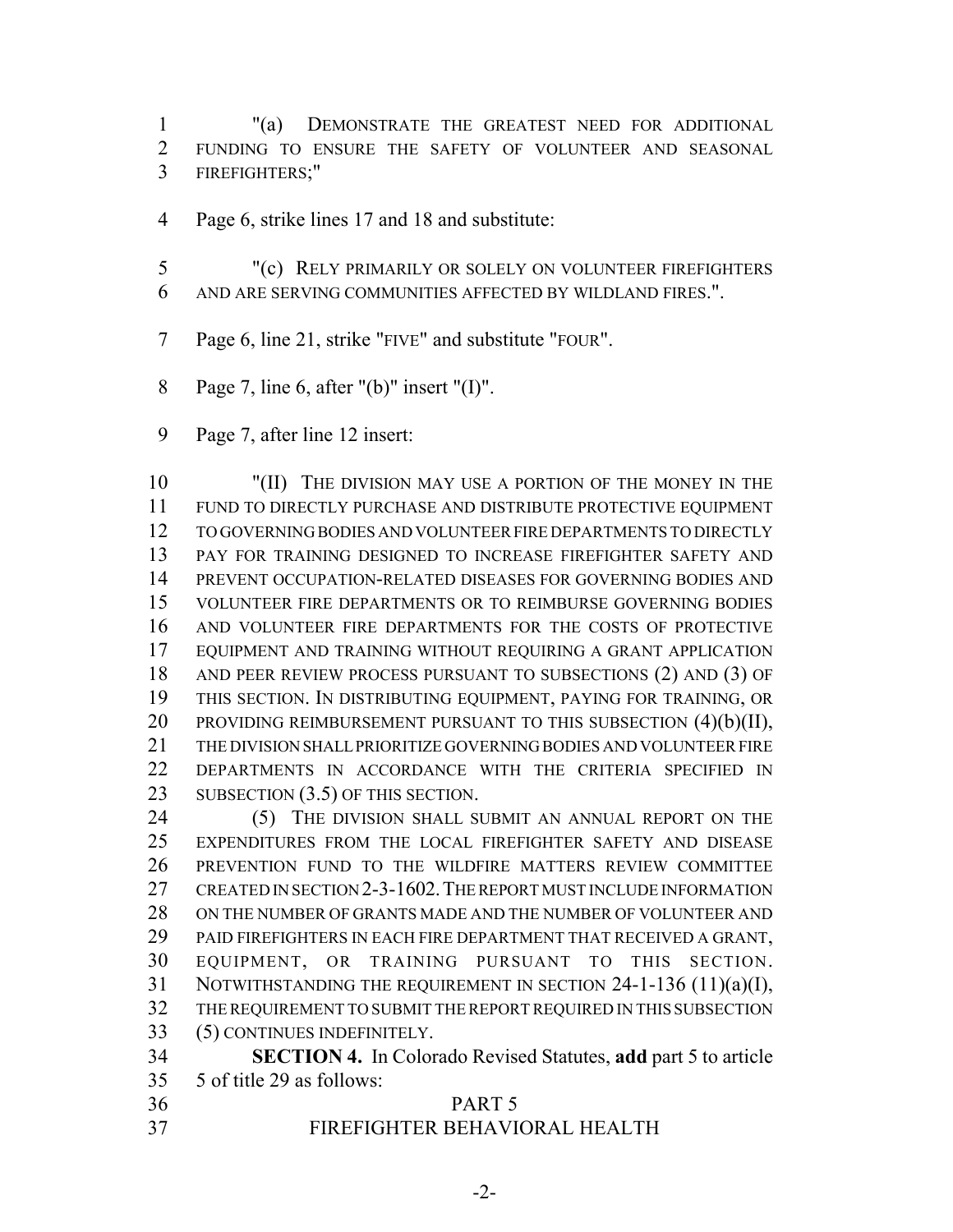"(a) DEMONSTRATE THE GREATEST NEED FOR ADDITIONAL FUNDING TO ENSURE THE SAFETY OF VOLUNTEER AND SEASONAL FIREFIGHTERS;"

Page 6, strike lines 17 and 18 and substitute:

"(c) RELY PRIMARILY OR SOLELY ON VOLUNTEER FIREFIGHTERS AND ARE SERVING COMMUNITIES AFFECTED BY WILDLAND FIRES.".

Page 6, line 21, strike "FIVE" and substitute "FOUR".

Page 7, line 6, after "(b)" insert "(I)".

Page 7, after line 12 insert:

"(II) THE DIVISION MAY USE A PORTION OF THE MONEY IN THE FUND TO DIRECTLY PURCHASE AND DISTRIBUTE PROTECTIVE EQUIPMENT TO GOVERNING BODIES AND VOLUNTEER FIRE DEPARTMENTS TO DIRECTLY PAY FOR TRAINING DESIGNED TO INCREASE FIREFIGHTER SAFETY AND PREVENT OCCUPATION-RELATED DISEASES FOR GOVERNING BODIES AND VOLUNTEER FIRE DEPARTMENTS OR TO REIMBURSE GOVERNING BODIES AND VOLUNTEER FIRE DEPARTMENTS FOR THE COSTS OF PROTECTIVE EQUIPMENT AND TRAINING WITHOUT REQUIRING A GRANT APPLICATION AND PEER REVIEW PROCESS PURSUANT TO SUBSECTIONS (2) AND (3) OF THIS SECTION. IN DISTRIBUTING EQUIPMENT, PAYING FOR TRAINING, OR PROVIDING REIMBURSEMENT PURSUANT TO THIS SUBSECTION (4)(b)(II), THE DIVISION SHALL PRIORITIZE GOVERNING BODIES AND VOLUNTEER FIRE DEPARTMENTS IN ACCORDANCE WITH THE CRITERIA SPECIFIED IN SUBSECTION (3.5) OF THIS SECTION.

(5) THE DIVISION SHALL SUBMIT AN ANNUAL REPORT ON THE EXPENDITURES FROM THE LOCAL FIREFIGHTER SAFETY AND DISEASE PREVENTION FUND TO THE WILDFIRE MATTERS REVIEW COMMITTEE CREATED IN SECTION 2-3-1602. THE REPORT MUST INCLUDE INFORMATION ON THE NUMBER OF GRANTS MADE AND THE NUMBER OF VOLUNTEER AND PAID FIREFIGHTERS IN EACH FIRE DEPARTMENT THAT RECEIVED A GRANT, EQUIPMENT, OR TRAINING PURSUANT TO THIS SECTION. NOTWITHSTANDING THE REQUIREMENT IN SECTION 24-1-136 (11)(a)(I), THE REQUIREMENT TO SUBMIT THE REPORT REQUIRED IN THIS SUBSECTION (5) CONTINUES INDEFINITELY.

**SECTION 4.** In Colorado Revised Statutes, **add** part 5 to article 5 of title 29 as follows:

PART 5

FIREFIGHTER BEHAVIORAL HEALTH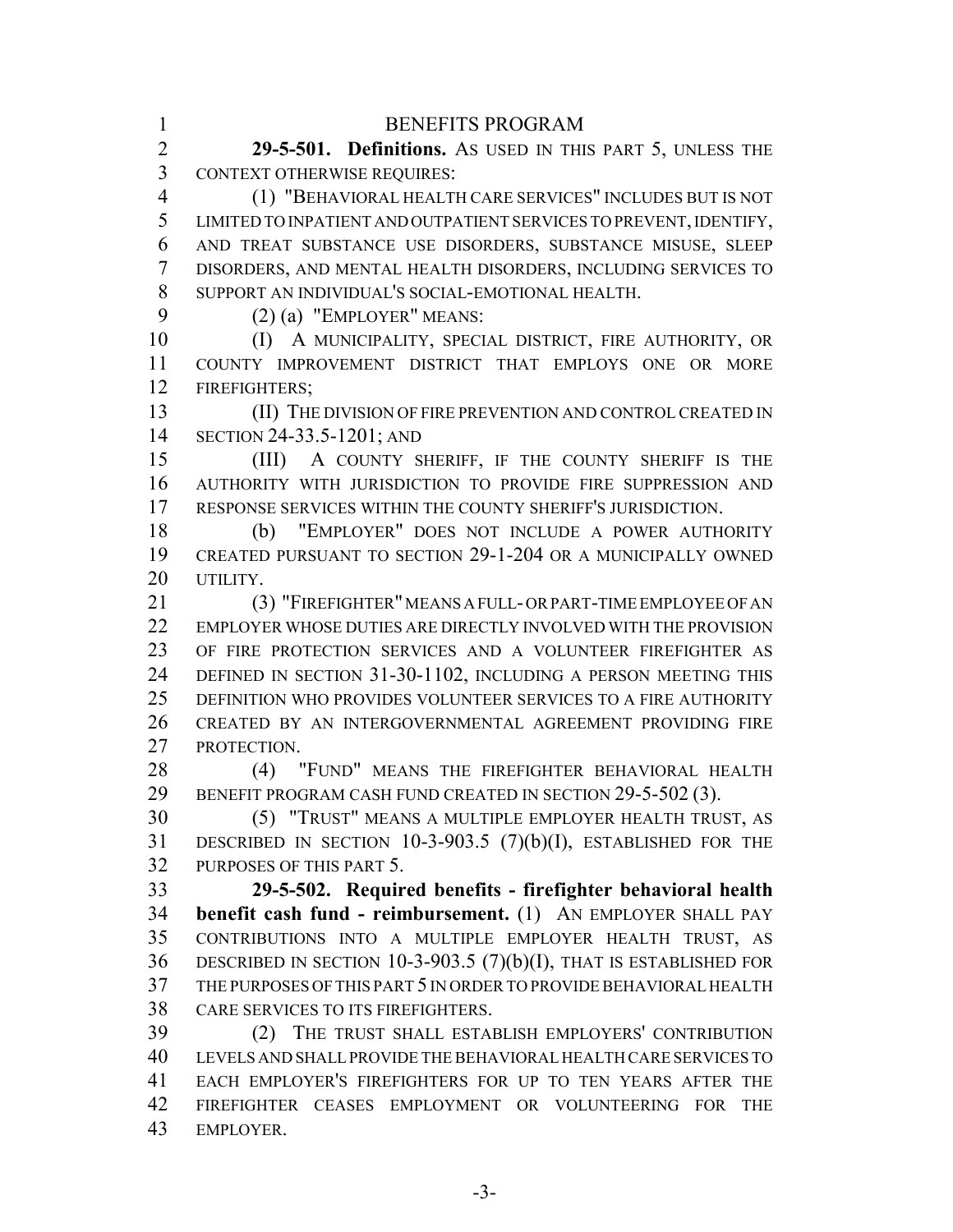BENEFITS PROGRAM

**29-5-501. Definitions.** AS USED IN THIS PART 5, UNLESS THE CONTEXT OTHERWISE REQUIRES:

(1) "BEHAVIORAL HEALTH CARE SERVICES" INCLUDES BUT IS NOT LIMITED TO INPATIENT AND OUTPATIENT SERVICES TO PREVENT, IDENTIFY, AND TREAT SUBSTANCE USE DISORDERS, SUBSTANCE MISUSE, SLEEP DISORDERS, AND MENTAL HEALTH DISORDERS, INCLUDING SERVICES TO SUPPORT AN INDIVIDUAL'S SOCIAL-EMOTIONAL HEALTH.

(2) (a) "EMPLOYER" MEANS:

(I) A MUNICIPALITY, SPECIAL DISTRICT, FIRE AUTHORITY, OR COUNTY IMPROVEMENT DISTRICT THAT EMPLOYS ONE OR MORE FIREFIGHTERS;

(II) THE DIVISION OF FIRE PREVENTION AND CONTROL CREATED IN SECTION 24-33.5-1201; AND

(III) A COUNTY SHERIFF, IF THE COUNTY SHERIFF IS THE AUTHORITY WITH JURISDICTION TO PROVIDE FIRE SUPPRESSION AND RESPONSE SERVICES WITHIN THE COUNTY SHERIFF'S JURISDICTION.

(b) "EMPLOYER" DOES NOT INCLUDE A POWER AUTHORITY CREATED PURSUANT TO SECTION 29-1-204 OR A MUNICIPALLY OWNED UTILITY.

(3) "FIREFIGHTER" MEANS A FULL- OR PART-TIME EMPLOYEE OF AN EMPLOYER WHOSE DUTIES ARE DIRECTLY INVOLVED WITH THE PROVISION OF FIRE PROTECTION SERVICES AND A VOLUNTEER FIREFIGHTER AS DEFINED IN SECTION 31-30-1102, INCLUDING A PERSON MEETING THIS DEFINITION WHO PROVIDES VOLUNTEER SERVICES TO A FIRE AUTHORITY CREATED BY AN INTERGOVERNMENTAL AGREEMENT PROVIDING FIRE PROTECTION.

(4) "FUND" MEANS THE FIREFIGHTER BEHAVIORAL HEALTH BENEFIT PROGRAM CASH FUND CREATED IN SECTION 29-5-502 (3).

(5) "TRUST" MEANS A MULTIPLE EMPLOYER HEALTH TRUST, AS DESCRIBED IN SECTION 10-3-903.5 (7)(b)(I), ESTABLISHED FOR THE PURPOSES OF THIS PART 5.

**29-5-502. Required benefits - firefighter behavioral health benefit cash fund - reimbursement.** (1) AN EMPLOYER SHALL PAY CONTRIBUTIONS INTO A MULTIPLE EMPLOYER HEALTH TRUST, AS DESCRIBED IN SECTION 10-3-903.5 (7)(b)(I), THAT IS ESTABLISHED FOR THE PURPOSES OF THIS PART 5 IN ORDER TO PROVIDE BEHAVIORAL HEALTH CARE SERVICES TO ITS FIREFIGHTERS.

(2) THE TRUST SHALL ESTABLISH EMPLOYERS' CONTRIBUTION LEVELS AND SHALL PROVIDE THE BEHAVIORAL HEALTH CARE SERVICES TO EACH EMPLOYER'S FIREFIGHTERS FOR UP TO TEN YEARS AFTER THE FIREFIGHTER CEASES EMPLOYMENT OR VOLUNTEERING FOR THE EMPLOYER.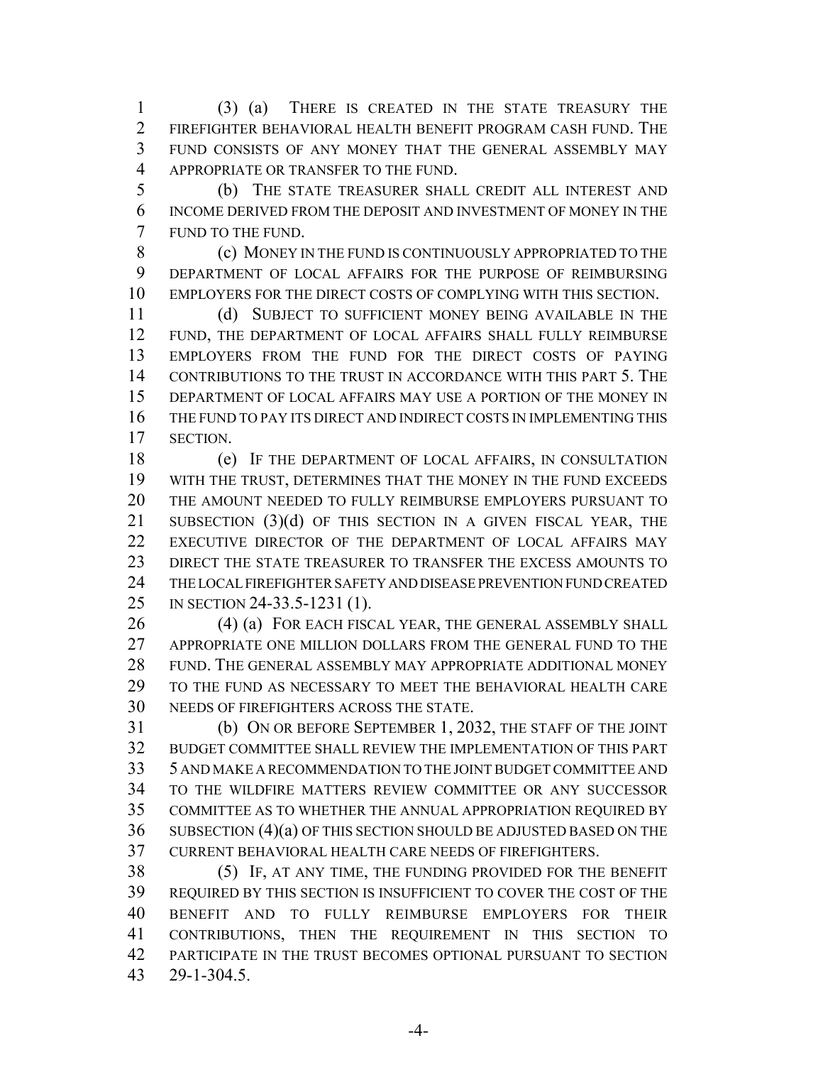(3) (a) THERE IS CREATED IN THE STATE TREASURY THE FIREFIGHTER BEHAVIORAL HEALTH BENEFIT PROGRAM CASH FUND. THE FUND CONSISTS OF ANY MONEY THAT THE GENERAL ASSEMBLY MAY APPROPRIATE OR TRANSFER TO THE FUND.

(b) THE STATE TREASURER SHALL CREDIT ALL INTEREST AND INCOME DERIVED FROM THE DEPOSIT AND INVESTMENT OF MONEY IN THE FUND TO THE FUND.

(c) MONEY IN THE FUND IS CONTINUOUSLY APPROPRIATED TO THE DEPARTMENT OF LOCAL AFFAIRS FOR THE PURPOSE OF REIMBURSING EMPLOYERS FOR THE DIRECT COSTS OF COMPLYING WITH THIS SECTION.

(d) SUBJECT TO SUFFICIENT MONEY BEING AVAILABLE IN THE FUND, THE DEPARTMENT OF LOCAL AFFAIRS SHALL FULLY REIMBURSE EMPLOYERS FROM THE FUND FOR THE DIRECT COSTS OF PAYING CONTRIBUTIONS TO THE TRUST IN ACCORDANCE WITH THIS PART 5. THE DEPARTMENT OF LOCAL AFFAIRS MAY USE A PORTION OF THE MONEY IN THE FUND TO PAY ITS DIRECT AND INDIRECT COSTS IN IMPLEMENTING THIS SECTION.

(e) IF THE DEPARTMENT OF LOCAL AFFAIRS, IN CONSULTATION WITH THE TRUST, DETERMINES THAT THE MONEY IN THE FUND EXCEEDS THE AMOUNT NEEDED TO FULLY REIMBURSE EMPLOYERS PURSUANT TO SUBSECTION (3)(d) OF THIS SECTION IN A GIVEN FISCAL YEAR, THE EXECUTIVE DIRECTOR OF THE DEPARTMENT OF LOCAL AFFAIRS MAY DIRECT THE STATE TREASURER TO TRANSFER THE EXCESS AMOUNTS TO THE LOCAL FIREFIGHTER SAFETY AND DISEASE PREVENTION FUND CREATED IN SECTION 24-33.5-1231 (1).

(4) (a) FOR EACH FISCAL YEAR, THE GENERAL ASSEMBLY SHALL APPROPRIATE ONE MILLION DOLLARS FROM THE GENERAL FUND TO THE FUND. THE GENERAL ASSEMBLY MAY APPROPRIATE ADDITIONAL MONEY TO THE FUND AS NECESSARY TO MEET THE BEHAVIORAL HEALTH CARE NEEDS OF FIREFIGHTERS ACROSS THE STATE.

(b) ON OR BEFORE SEPTEMBER 1, 2032, THE STAFF OF THE JOINT BUDGET COMMITTEE SHALL REVIEW THE IMPLEMENTATION OF THIS PART 5 AND MAKE A RECOMMENDATION TO THE JOINT BUDGET COMMITTEE AND TO THE WILDFIRE MATTERS REVIEW COMMITTEE OR ANY SUCCESSOR COMMITTEE AS TO WHETHER THE ANNUAL APPROPRIATION REQUIRED BY SUBSECTION (4)(a) OF THIS SECTION SHOULD BE ADJUSTED BASED ON THE CURRENT BEHAVIORAL HEALTH CARE NEEDS OF FIREFIGHTERS.

(5) IF, AT ANY TIME, THE FUNDING PROVIDED FOR THE BENEFIT REQUIRED BY THIS SECTION IS INSUFFICIENT TO COVER THE COST OF THE BENEFIT AND TO FULLY REIMBURSE EMPLOYERS FOR THEIR CONTRIBUTIONS, THEN THE REQUIREMENT IN THIS SECTION TO PARTICIPATE IN THE TRUST BECOMES OPTIONAL PURSUANT TO SECTION 29-1-304.5.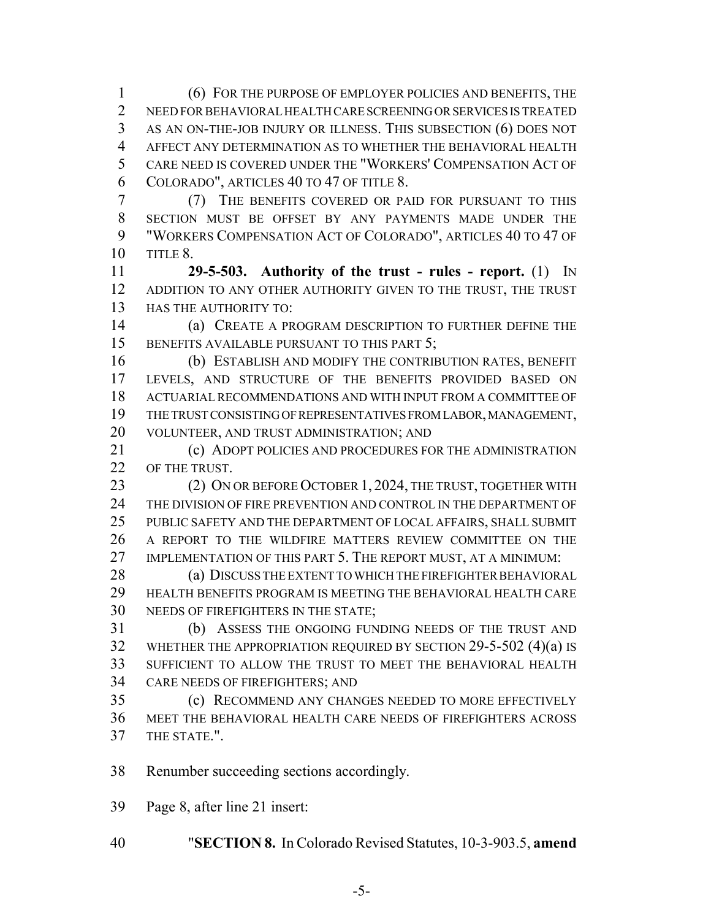(6) FOR THE PURPOSE OF EMPLOYER POLICIES AND BENEFITS, THE NEED FOR BEHAVIORAL HEALTH CARE SCREENING OR SERVICES IS TREATED AS AN ON-THE-JOB INJURY OR ILLNESS. THIS SUBSECTION (6) DOES NOT AFFECT ANY DETERMINATION AS TO WHETHER THE BEHAVIORAL HEALTH CARE NEED IS COVERED UNDER THE "WORKERS' COMPENSATION ACT OF COLORADO", ARTICLES 40 TO 47 OF TITLE 8.

(7) THE BENEFITS COVERED OR PAID FOR PURSUANT TO THIS SECTION MUST BE OFFSET BY ANY PAYMENTS MADE UNDER THE "WORKERS COMPENSATION ACT OF COLORADO", ARTICLES 40 TO 47 OF TITLE 8.

**29-5-503. Authority of the trust - rules - report.** (1) IN ADDITION TO ANY OTHER AUTHORITY GIVEN TO THE TRUST, THE TRUST HAS THE AUTHORITY TO:

(a) CREATE A PROGRAM DESCRIPTION TO FURTHER DEFINE THE BENEFITS AVAILABLE PURSUANT TO THIS PART 5;

(b) ESTABLISH AND MODIFY THE CONTRIBUTION RATES, BENEFIT LEVELS, AND STRUCTURE OF THE BENEFITS PROVIDED BASED ON ACTUARIAL RECOMMENDATIONS AND WITH INPUT FROM A COMMITTEE OF THE TRUST CONSISTING OF REPRESENTATIVES FROM LABOR, MANAGEMENT, VOLUNTEER, AND TRUST ADMINISTRATION; AND

(c) ADOPT POLICIES AND PROCEDURES FOR THE ADMINISTRATION OF THE TRUST.

(2) ON OR BEFORE OCTOBER 1, 2024, THE TRUST, TOGETHER WITH THE DIVISION OF FIRE PREVENTION AND CONTROL IN THE DEPARTMENT OF PUBLIC SAFETY AND THE DEPARTMENT OF LOCAL AFFAIRS, SHALL SUBMIT A REPORT TO THE WILDFIRE MATTERS REVIEW COMMITTEE ON THE IMPLEMENTATION OF THIS PART 5. THE REPORT MUST, AT A MINIMUM:

(a) DISCUSS THE EXTENT TO WHICH THE FIREFIGHTER BEHAVIORAL HEALTH BENEFITS PROGRAM IS MEETING THE BEHAVIORAL HEALTH CARE NEEDS OF FIREFIGHTERS IN THE STATE;

(b) ASSESS THE ONGOING FUNDING NEEDS OF THE TRUST AND WHETHER THE APPROPRIATION REQUIRED BY SECTION 29-5-502 (4)(a) IS SUFFICIENT TO ALLOW THE TRUST TO MEET THE BEHAVIORAL HEALTH CARE NEEDS OF FIREFIGHTERS; AND

(c) RECOMMEND ANY CHANGES NEEDED TO MORE EFFECTIVELY MEET THE BEHAVIORAL HEALTH CARE NEEDS OF FIREFIGHTERS ACROSS THE STATE.".

Renumber succeeding sections accordingly.

Page 8, after line 21 insert:

"**SECTION 8.** In Colorado Revised Statutes, 10-3-903.5, **amend**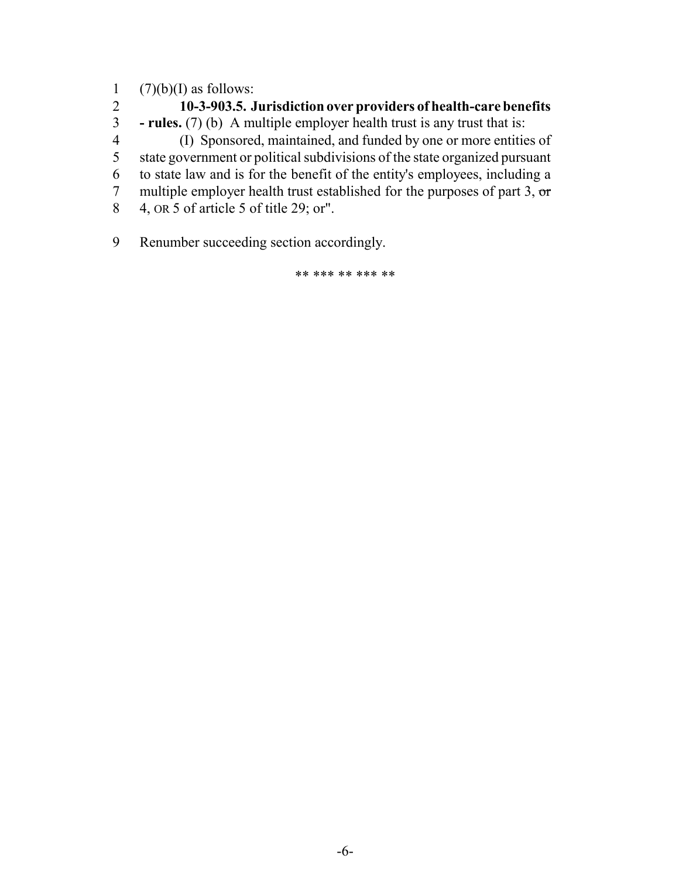(7)(b)(I) as follows:

**10-3-903.5. Jurisdiction over providers of health-care benefits - rules.** (7) (b) A multiple employer health trust is any trust that is:

(I) Sponsored, maintained, and funded by one or more entities of state government or political subdivisions of the state organized pursuant to state law and is for the benefit of the entity's employees, including a multiple employer health trust established for the purposes of part 3, ~~or~~ 4, OR 5 of article 5 of title 29; or".

Renumber succeeding section accordingly.

** *** ** *** **